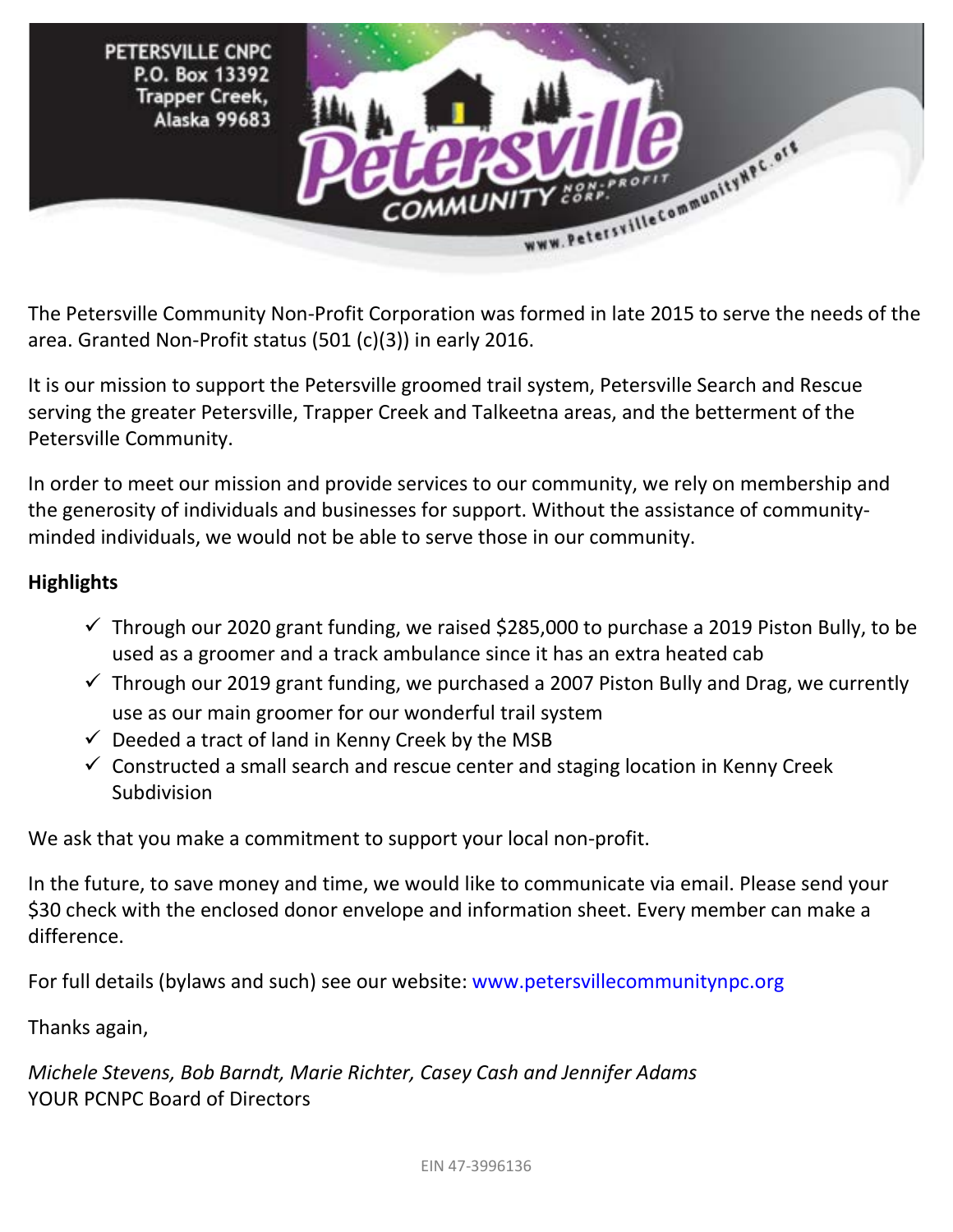PETERSVILLE CNPC
P.O. Box 13392
Trapper Creek,
Alaska 99683

Petersville COMMUNITY NON-PROFIT CORP.
www.PetersvilleCommunityNPC.org

The Petersville Community Non-Profit Corporation was formed in late 2015 to serve the needs of the area. Granted Non-Profit status (501 (c)(3)) in early 2016.

It is our mission to support the Petersville groomed trail system, Petersville Search and Rescue serving the greater Petersville, Trapper Creek and Talkeetna areas, and the betterment of the Petersville Community.

In order to meet our mission and provide services to our community, we rely on membership and the generosity of individuals and businesses for support. Without the assistance of community-minded individuals, we would not be able to serve those in our community.

**Highlights**

- ✓ Through our 2020 grant funding, we raised $285,000 to purchase a 2019 Piston Bully, to be used as a groomer and a track ambulance since it has an extra heated cab
- ✓ Through our 2019 grant funding, we purchased a 2007 Piston Bully and Drag, we currently use as our main groomer for our wonderful trail system
- ✓ Deeded a tract of land in Kenny Creek by the MSB
- ✓ Constructed a small search and rescue center and staging location in Kenny Creek Subdivision

We ask that you make a commitment to support your local non-profit.

In the future, to save money and time, we would like to communicate via email. Please send your $30 check with the enclosed donor envelope and information sheet. Every member can make a difference.

For full details (bylaws and such) see our website: www.petersvillecommunitynpc.org

Thanks again,

*Michele Stevens, Bob Barndt, Marie Richter, Casey Cash and Jennifer Adams*
YOUR PCNPC Board of Directors

EIN 47-3996136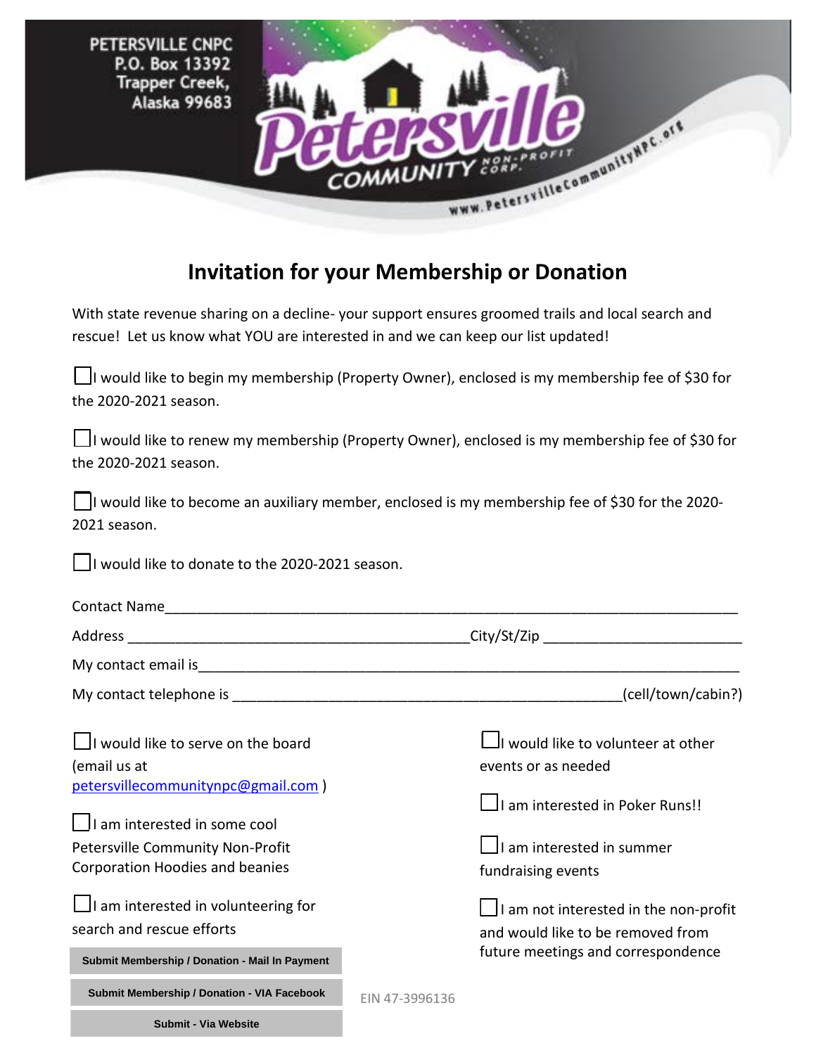PETERSVILLE CNPC
P.O. Box 13392
Trapper Creek,
Alaska 99683

Petersville COMMUNITY NON-PROFIT CORP.
www.PetersvilleCommunityNPC.org

# Invitation for your Membership or Donation

With state revenue sharing on a decline- your support ensures groomed trails and local search and rescue! Let us know what YOU are interested in and we can keep our list updated!

☐ I would like to begin my membership (Property Owner), enclosed is my membership fee of $30 for the 2020-2021 season.

☐ I would like to renew my membership (Property Owner), enclosed is my membership fee of $30 for the 2020-2021 season.

☐ I would like to become an auxiliary member, enclosed is my membership fee of $30 for the 2020-2021 season.

☐ I would like to donate to the 2020-2021 season.

Contact Name_______________________________________________________________________

Address ___________________________________________City/St/Zip _______________________

My contact email is___________________________________________________________________

My contact telephone is ________________________________________________(cell/town/cabin?)

☐ I would like to serve on the board (email us at petersvillecommunitynpc@gmail.com )

☐ I am interested in some cool Petersville Community Non-Profit Corporation Hoodies and beanies

☐ I am interested in volunteering for search and rescue efforts

☐ I would like to volunteer at other events or as needed

☐ I am interested in Poker Runs!!

☐ I am interested in summer fundraising events

☐ I am not interested in the non-profit and would like to be removed from future meetings and correspondence

Submit Membership / Donation - Mail In Payment

Submit Membership / Donation - VIA Facebook

Submit - Via Website

EIN 47-3996136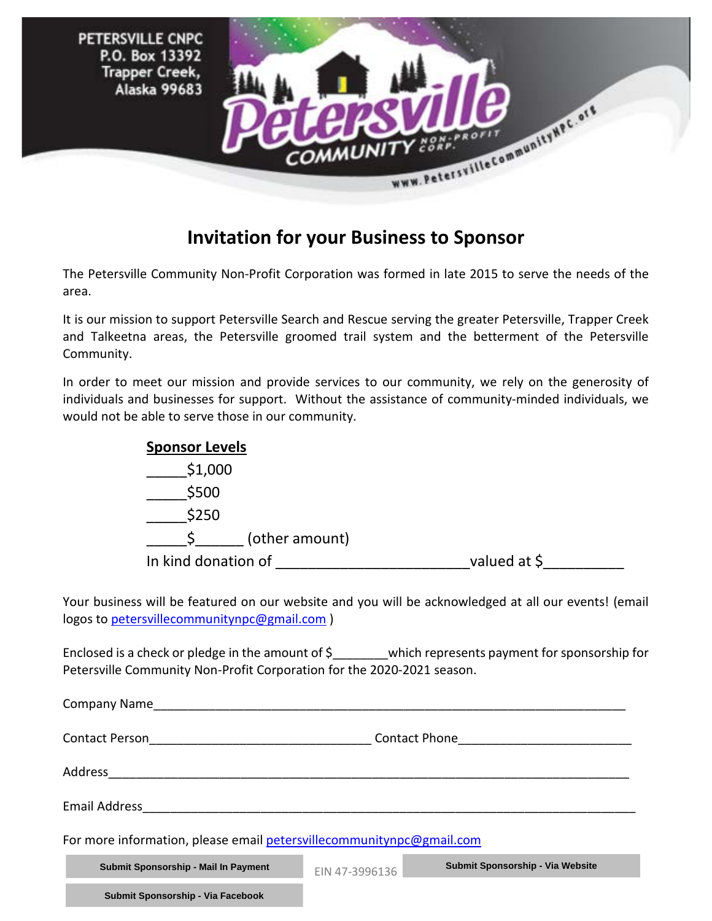PETERSVILLE CNPC
P.O. Box 13392
Trapper Creek,
Alaska 99683

Petersville COMMUNITY NON-PROFIT CORP.

www.PetersvilleCommunityNPC.org

# Invitation for your Business to Sponsor

The Petersville Community Non-Profit Corporation was formed in late 2015 to serve the needs of the area.

It is our mission to support Petersville Search and Rescue serving the greater Petersville, Trapper Creek and Talkeetna areas, the Petersville groomed trail system and the betterment of the Petersville Community.

In order to meet our mission and provide services to our community, we rely on the generosity of individuals and businesses for support. Without the assistance of community-minded individuals, we would not be able to serve those in our community.

**Sponsor Levels**

_____$1,000

_____$500

_____$250

_____$______ (other amount)

In kind donation of ________________________valued at $__________

Your business will be featured on our website and you will be acknowledged at all our events! (email logos to petersvillecommunitynpc@gmail.com )

Enclosed is a check or pledge in the amount of $________which represents payment for sponsorship for Petersville Community Non-Profit Corporation for the 2020-2021 season.

Company Name_______________________________________________________________

Contact Person________________________________ Contact Phone_________________________

Address____________________________________________________________________

Email Address_______________________________________________________________

For more information, please email petersvillecommunitynpc@gmail.com

**Submit Sponsorship - Mail In Payment**

EIN 47-3996136

**Submit Sponsorship - Via Website**

**Submit Sponsorship - Via Facebook**